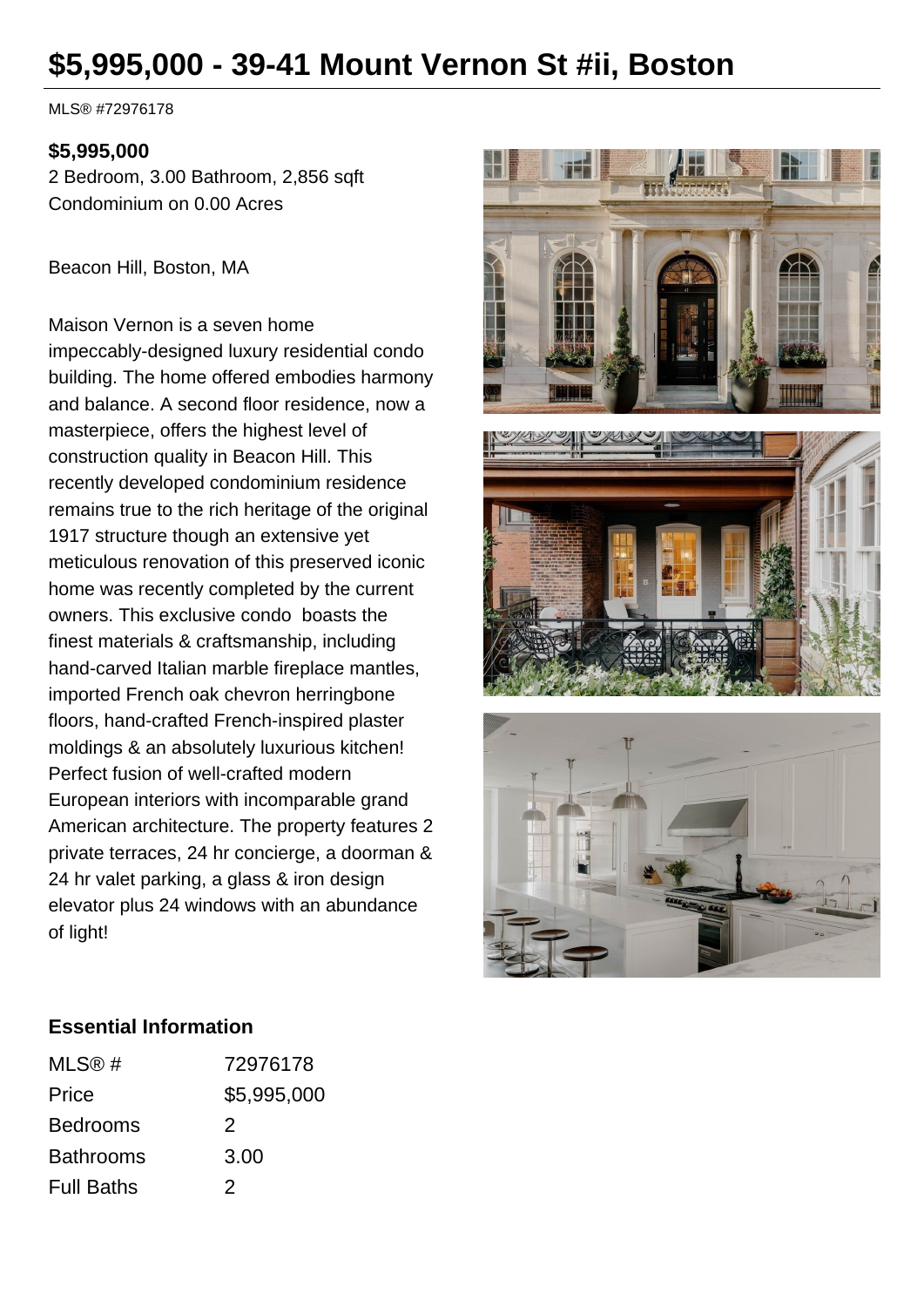# $5,995,000 - 39-41 Mount Vernon St #ii, Boston

MLS® #72976178

**$5,995,000**

2 Bedroom, 3.00 Bathroom, 2,856 sqft

Condominium on 0.00 Acres

Beacon Hill, Boston, MA

Maison Vernon is a seven home impeccably-designed luxury residential condo building. The home offered embodies harmony and balance. A second floor residence, now a masterpiece, offers the highest level of construction quality in Beacon Hill. This recently developed condominium residence remains true to the rich heritage of the original 1917 structure though an extensive yet meticulous renovation of this preserved iconic home was recently completed by the current owners. This exclusive condo boasts the finest materials & craftsmanship, including hand-carved Italian marble fireplace mantles, imported French oak chevron herringbone floors, hand-crafted French-inspired plaster moldings & an absolutely luxurious kitchen! Perfect fusion of well-crafted modern European interiors with incomparable grand American architecture. The property features 2 private terraces, 24 hr concierge, a doorman & 24 hr valet parking, a glass & iron design elevator plus 24 windows with an abundance of light!

## Essential Information

| | |
|---|---|
| MLS® # | 72976178 |
| Price | $5,995,000 |
| Bedrooms | 2 |
| Bathrooms | 3.00 |
| Full Baths | 2 |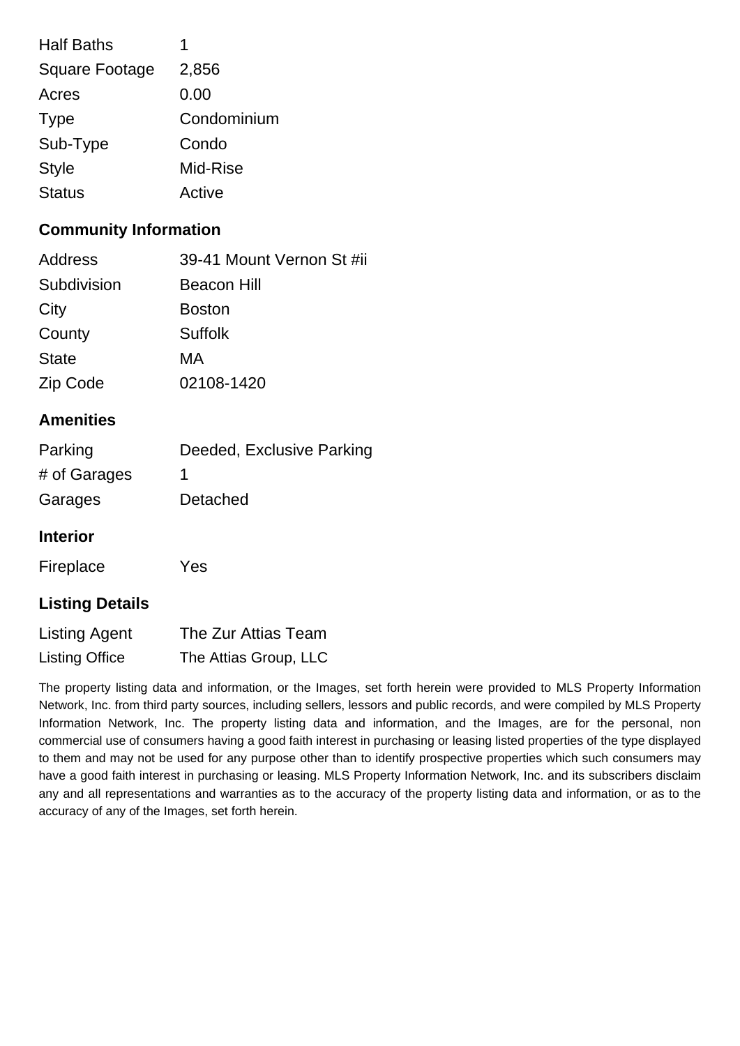| | |
|---|---|
| Half Baths | 1 |
| Square Footage | 2,856 |
| Acres | 0.00 |
| Type | Condominium |
| Sub-Type | Condo |
| Style | Mid-Rise |
| Status | Active |

## Community Information

| | |
|---|---|
| Address | 39-41 Mount Vernon St #ii |
| Subdivision | Beacon Hill |
| City | Boston |
| County | Suffolk |
| State | MA |
| Zip Code | 02108-1420 |

## Amenities

| | |
|---|---|
| Parking | Deeded, Exclusive Parking |
| # of Garages | 1 |
| Garages | Detached |

## Interior

| | |
|---|---|
| Fireplace | Yes |

## Listing Details

| | |
|---|---|
| Listing Agent | The Zur Attias Team |
| Listing Office | The Attias Group, LLC |

The property listing data and information, or the Images, set forth herein were provided to MLS Property Information Network, Inc. from third party sources, including sellers, lessors and public records, and were compiled by MLS Property Information Network, Inc. The property listing data and information, and the Images, are for the personal, non commercial use of consumers having a good faith interest in purchasing or leasing listed properties of the type displayed to them and may not be used for any purpose other than to identify prospective properties which such consumers may have a good faith interest in purchasing or leasing. MLS Property Information Network, Inc. and its subscribers disclaim any and all representations and warranties as to the accuracy of the property listing data and information, or as to the accuracy of any of the Images, set forth herein.